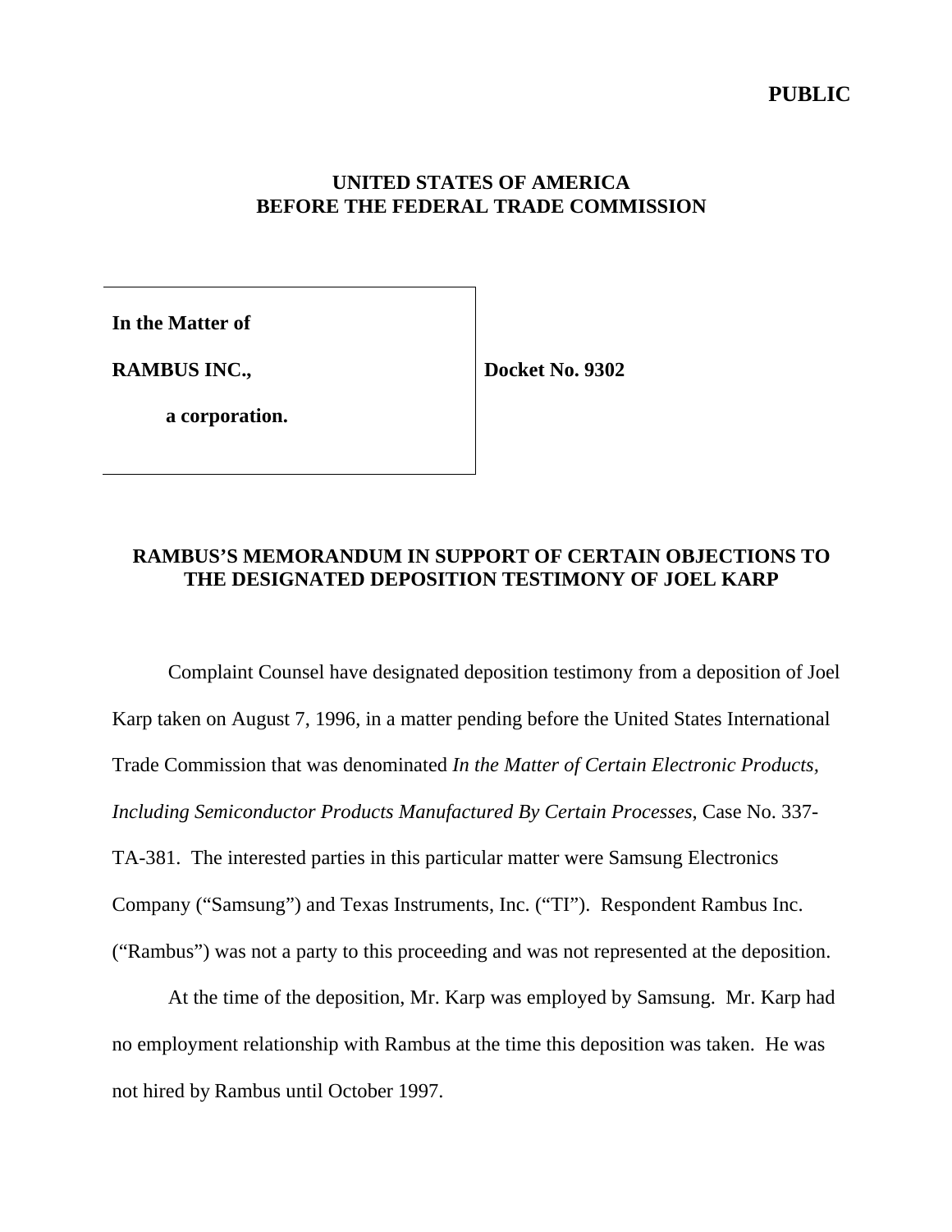**PUBLIC**

**UNITED STATES OF AMERICA**
**BEFORE THE FEDERAL TRADE COMMISSION**

| **In the Matter of** <br> **RAMBUS INC.,** <br> **a corporation.** | **Docket No. 9302** |
|---|---|

## RAMBUS'S MEMORANDUM IN SUPPORT OF CERTAIN OBJECTIONS TO THE DESIGNATED DEPOSITION TESTIMONY OF JOEL KARP

Complaint Counsel have designated deposition testimony from a deposition of Joel Karp taken on August 7, 1996, in a matter pending before the United States International Trade Commission that was denominated *In the Matter of Certain Electronic Products, Including Semiconductor Products Manufactured By Certain Processes*, Case No. 337-TA-381. The interested parties in this particular matter were Samsung Electronics Company ("Samsung") and Texas Instruments, Inc. ("TI"). Respondent Rambus Inc. ("Rambus") was not a party to this proceeding and was not represented at the deposition.

At the time of the deposition, Mr. Karp was employed by Samsung. Mr. Karp had no employment relationship with Rambus at the time this deposition was taken. He was not hired by Rambus until October 1997.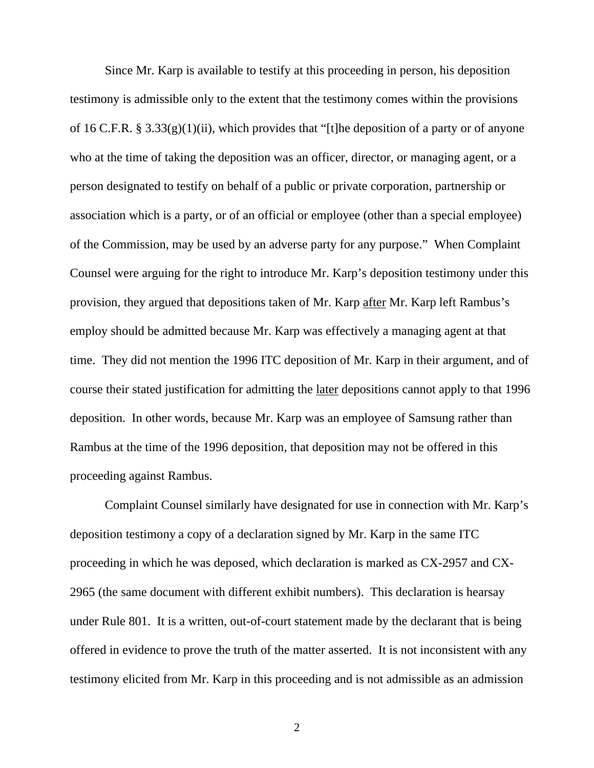Since Mr. Karp is available to testify at this proceeding in person, his deposition testimony is admissible only to the extent that the testimony comes within the provisions of 16 C.F.R. § 3.33(g)(1)(ii), which provides that "[t]he deposition of a party or of anyone who at the time of taking the deposition was an officer, director, or managing agent, or a person designated to testify on behalf of a public or private corporation, partnership or association which is a party, or of an official or employee (other than a special employee) of the Commission, may be used by an adverse party for any purpose." When Complaint Counsel were arguing for the right to introduce Mr. Karp's deposition testimony under this provision, they argued that depositions taken of Mr. Karp <u>after</u> Mr. Karp left Rambus's employ should be admitted because Mr. Karp was effectively a managing agent at that time. They did not mention the 1996 ITC deposition of Mr. Karp in their argument, and of course their stated justification for admitting the <u>later</u> depositions cannot apply to that 1996 deposition. In other words, because Mr. Karp was an employee of Samsung rather than Rambus at the time of the 1996 deposition, that deposition may not be offered in this proceeding against Rambus.

Complaint Counsel similarly have designated for use in connection with Mr. Karp's deposition testimony a copy of a declaration signed by Mr. Karp in the same ITC proceeding in which he was deposed, which declaration is marked as CX-2957 and CX-2965 (the same document with different exhibit numbers). This declaration is hearsay under Rule 801. It is a written, out-of-court statement made by the declarant that is being offered in evidence to prove the truth of the matter asserted. It is not inconsistent with any testimony elicited from Mr. Karp in this proceeding and is not admissible as an admission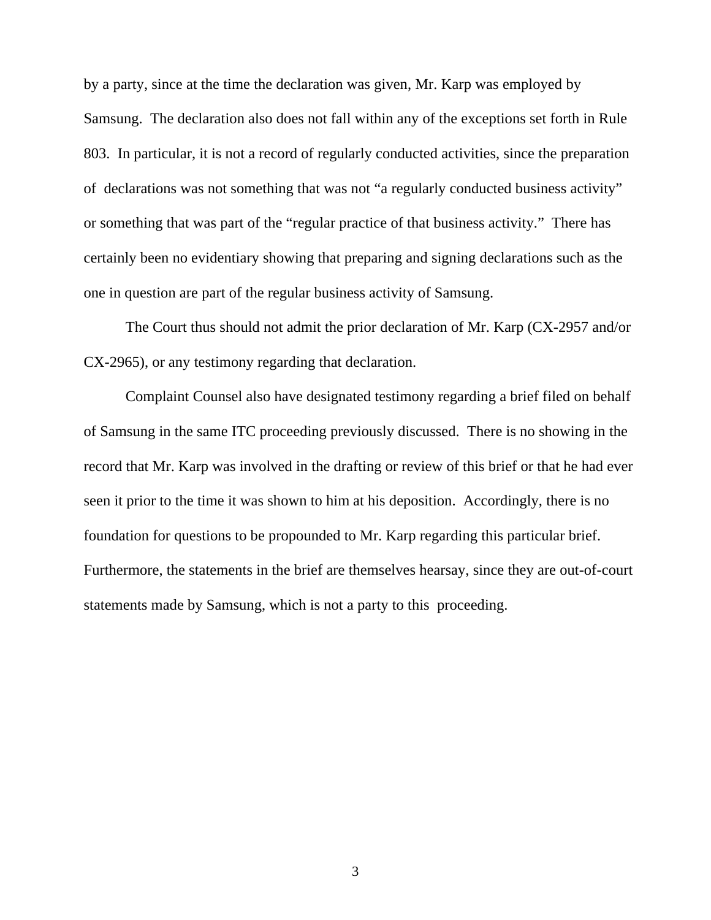by a party, since at the time the declaration was given, Mr. Karp was employed by Samsung. The declaration also does not fall within any of the exceptions set forth in Rule 803. In particular, it is not a record of regularly conducted activities, since the preparation of declarations was not something that was not "a regularly conducted business activity" or something that was part of the "regular practice of that business activity." There has certainly been no evidentiary showing that preparing and signing declarations such as the one in question are part of the regular business activity of Samsung.

The Court thus should not admit the prior declaration of Mr. Karp (CX-2957 and/or CX-2965), or any testimony regarding that declaration.

Complaint Counsel also have designated testimony regarding a brief filed on behalf of Samsung in the same ITC proceeding previously discussed. There is no showing in the record that Mr. Karp was involved in the drafting or review of this brief or that he had ever seen it prior to the time it was shown to him at his deposition. Accordingly, there is no foundation for questions to be propounded to Mr. Karp regarding this particular brief. Furthermore, the statements in the brief are themselves hearsay, since they are out-of-court statements made by Samsung, which is not a party to this proceeding.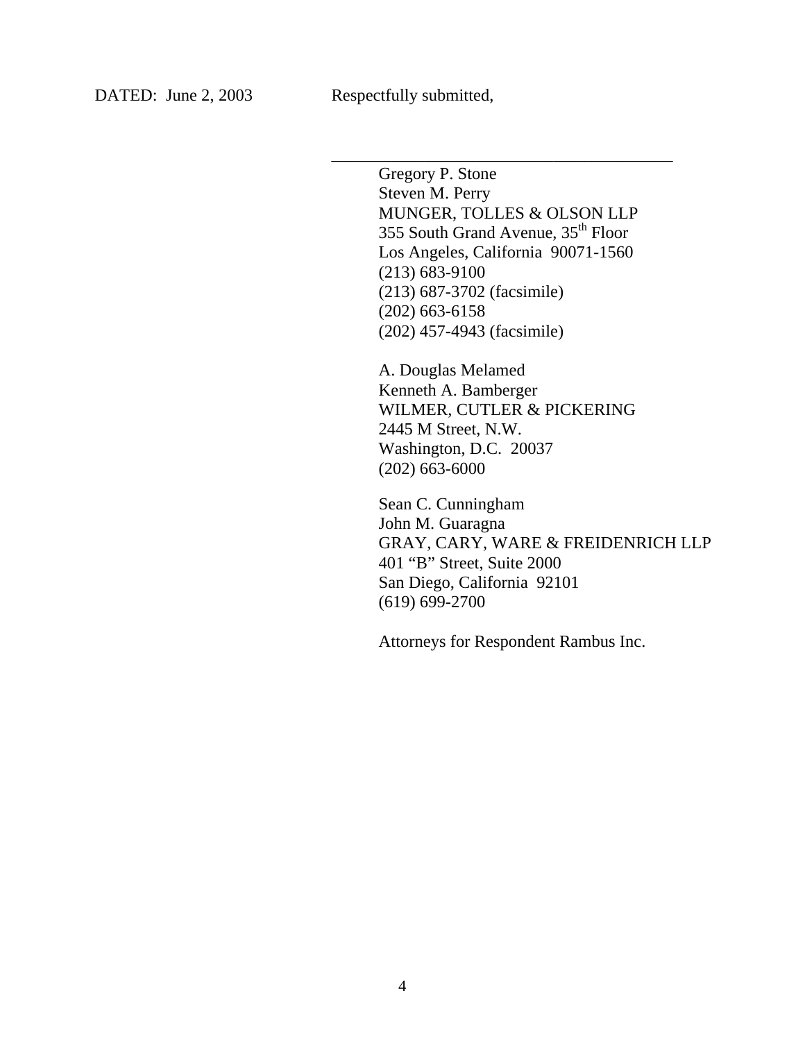DATED: June 2, 2003 Respectfully submitted,

\_\_\_\_\_\_\_\_\_\_\_\_\_\_\_\_\_\_\_\_\_\_\_\_\_\_\_\_\_\_\_\_\_\_\_\_\_\_\_\_

Gregory P. Stone
Steven M. Perry
MUNGER, TOLLES & OLSON LLP
355 South Grand Avenue, 35th Floor
Los Angeles, California 90071-1560
(213) 683-9100
(213) 687-3702 (facsimile)
(202) 663-6158
(202) 457-4943 (facsimile)

A. Douglas Melamed
Kenneth A. Bamberger
WILMER, CUTLER & PICKERING
2445 M Street, N.W.
Washington, D.C. 20037
(202) 663-6000

Sean C. Cunningham
John M. Guaragna
GRAY, CARY, WARE & FREIDENRICH LLP
401 "B" Street, Suite 2000
San Diego, California 92101
(619) 699-2700

Attorneys for Respondent Rambus Inc.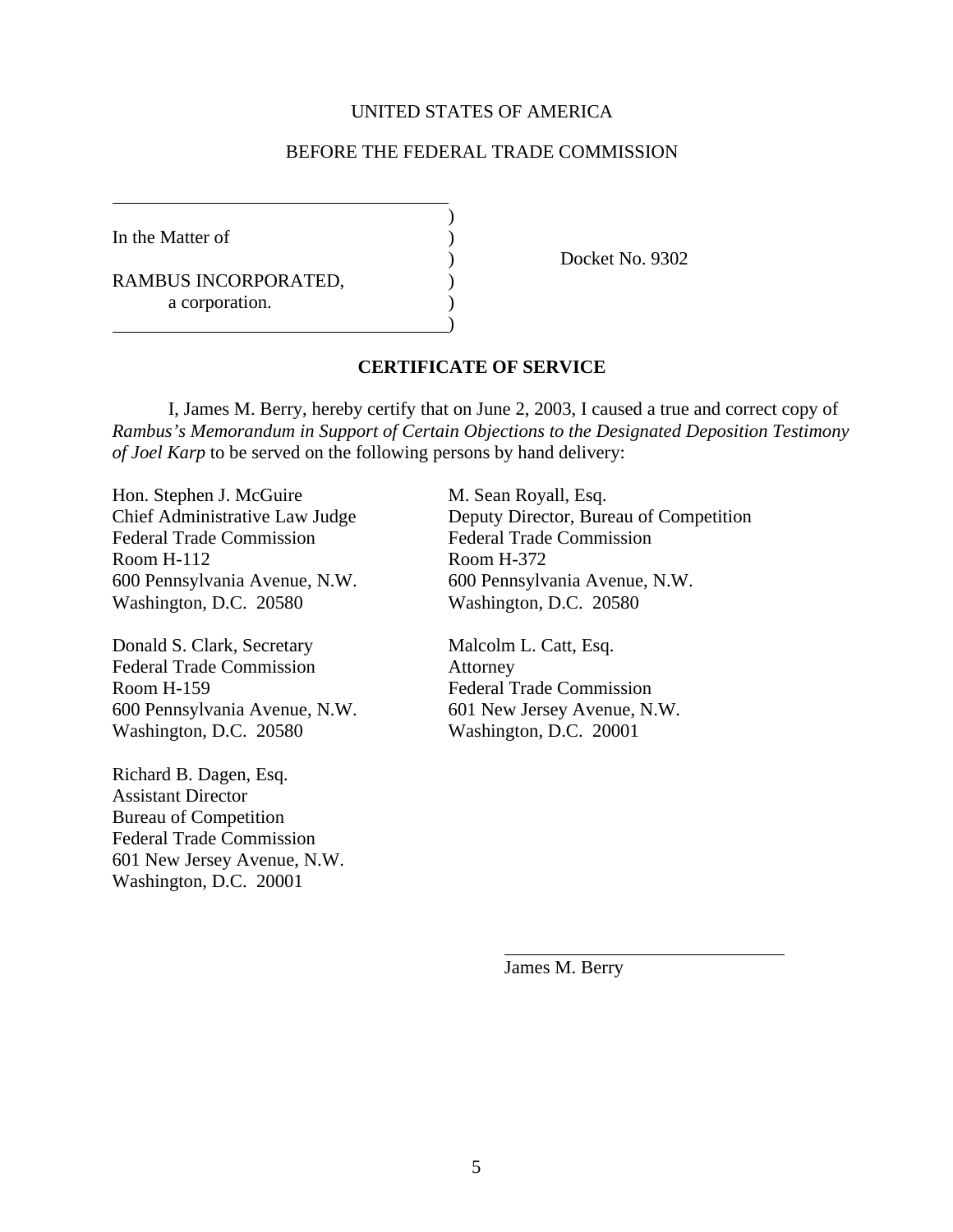UNITED STATES OF AMERICA

BEFORE THE FEDERAL TRADE COMMISSION

| | |
|---|---|
| In the Matter of<br><br>RAMBUS INCORPORATED,<br>a corporation. | Docket No. 9302 |

**CERTIFICATE OF SERVICE**

I, James M. Berry, hereby certify that on June 2, 2003, I caused a true and correct copy of *Rambus's Memorandum in Support of Certain Objections to the Designated Deposition Testimony of Joel Karp* to be served on the following persons by hand delivery:

Hon. Stephen J. McGuire
Chief Administrative Law Judge
Federal Trade Commission
Room H-112
600 Pennsylvania Avenue, N.W.
Washington, D.C. 20580

Donald S. Clark, Secretary
Federal Trade Commission
Room H-159
600 Pennsylvania Avenue, N.W.
Washington, D.C. 20580

Richard B. Dagen, Esq.
Assistant Director
Bureau of Competition
Federal Trade Commission
601 New Jersey Avenue, N.W.
Washington, D.C. 20001

M. Sean Royall, Esq.
Deputy Director, Bureau of Competition
Federal Trade Commission
Room H-372
600 Pennsylvania Avenue, N.W.
Washington, D.C. 20580

Malcolm L. Catt, Esq.
Attorney
Federal Trade Commission
601 New Jersey Avenue, N.W.
Washington, D.C. 20001

James M. Berry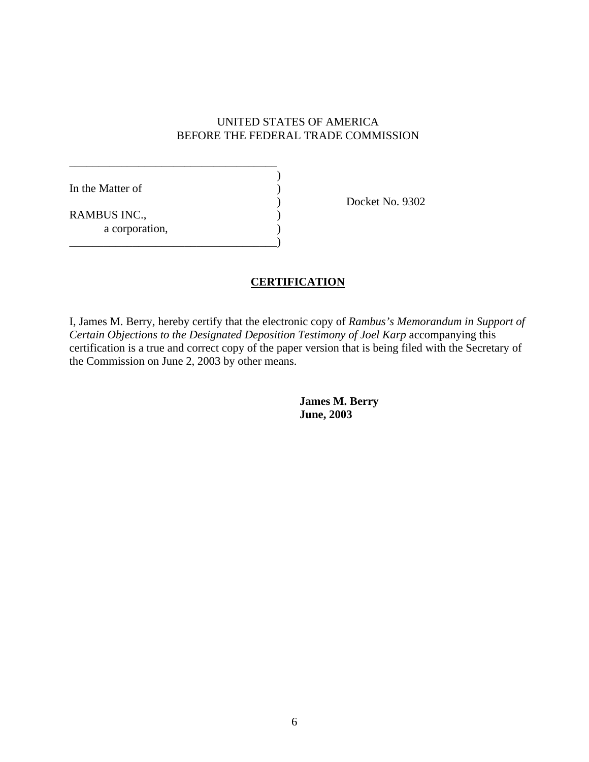UNITED STATES OF AMERICA
BEFORE THE FEDERAL TRADE COMMISSION

| | |
|---|---|
| In the Matter of<br><br>RAMBUS INC.,<br>a corporation, | Docket No. 9302 |

**CERTIFICATION**

I, James M. Berry, hereby certify that the electronic copy of *Rambus's Memorandum in Support of Certain Objections to the Designated Deposition Testimony of Joel Karp* accompanying this certification is a true and correct copy of the paper version that is being filed with the Secretary of the Commission on June 2, 2003 by other means.

**James M. Berry**
**June, 2003**